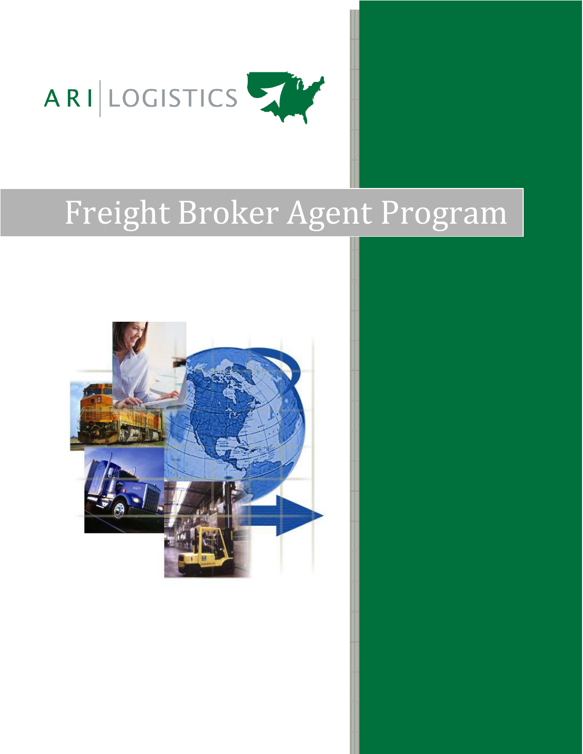ARI | LOGISTICS

# Freight Broker Agent Program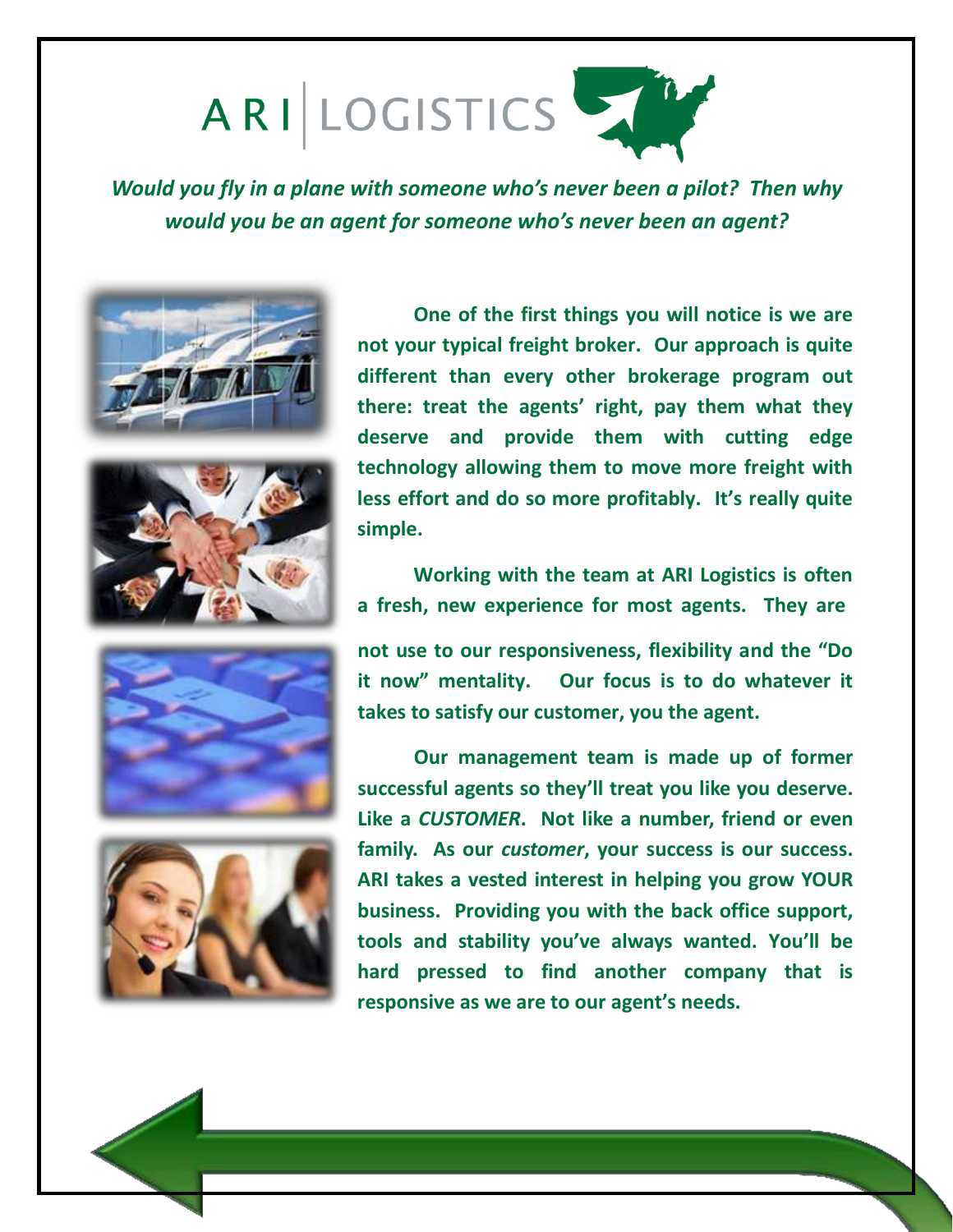# ARI | LOGISTICS

***Would you fly in a plane with someone who's never been a pilot? Then why would you be an agent for someone who's never been an agent?***

**One of the first things you will notice is we are not your typical freight broker. Our approach is quite different than every other brokerage program out there: treat the agents' right, pay them what they deserve and provide them with cutting edge technology allowing them to move more freight with less effort and do so more profitably. It's really quite simple.**

**Working with the team at ARI Logistics is often a fresh, new experience for most agents. They are not use to our responsiveness, flexibility and the "Do it now" mentality. Our focus is to do whatever it takes to satisfy our customer, you the agent.**

**Our management team is made up of former successful agents so they'll treat you like you deserve. Like a *CUSTOMER*. Not like a number, friend or even family. As our *customer*, your success is our success. ARI takes a vested interest in helping you grow YOUR business. Providing you with the back office support, tools and stability you've always wanted. You'll be hard pressed to find another company that is responsive as we are to our agent's needs.**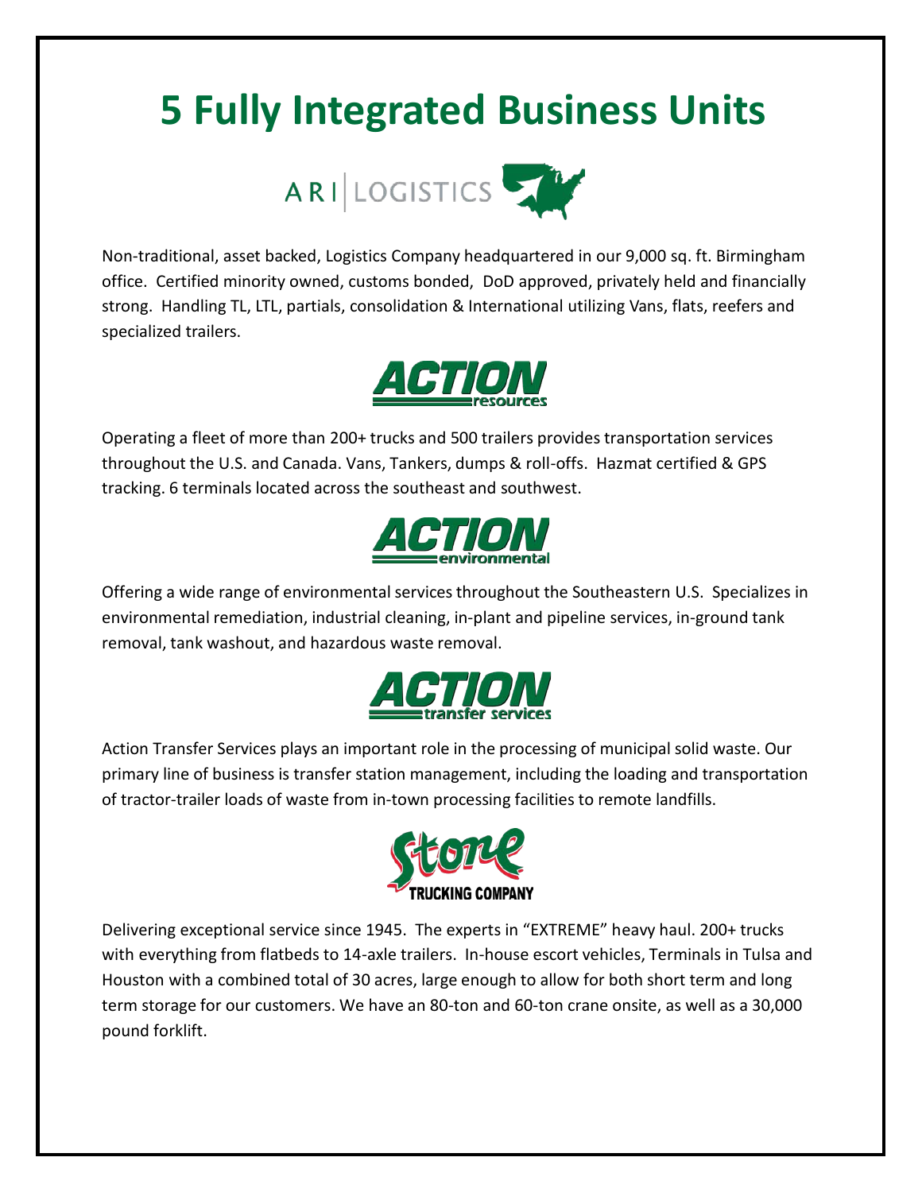# 5 Fully Integrated Business Units

ARI | LOGISTICS

Non-traditional, asset backed, Logistics Company headquartered in our 9,000 sq. ft. Birmingham office. Certified minority owned, customs bonded, DoD approved, privately held and financially strong. Handling TL, LTL, partials, consolidation & International utilizing Vans, flats, reefers and specialized trailers.

ACTION resources

Operating a fleet of more than 200+ trucks and 500 trailers provides transportation services throughout the U.S. and Canada. Vans, Tankers, dumps & roll-offs. Hazmat certified & GPS tracking. 6 terminals located across the southeast and southwest.

ACTION environmental

Offering a wide range of environmental services throughout the Southeastern U.S. Specializes in environmental remediation, industrial cleaning, in-plant and pipeline services, in-ground tank removal, tank washout, and hazardous waste removal.

ACTION transfer services

Action Transfer Services plays an important role in the processing of municipal solid waste. Our primary line of business is transfer station management, including the loading and transportation of tractor-trailer loads of waste from in-town processing facilities to remote landfills.

Stone TRUCKING COMPANY

Delivering exceptional service since 1945. The experts in "EXTREME" heavy haul. 200+ trucks with everything from flatbeds to 14-axle trailers. In-house escort vehicles, Terminals in Tulsa and Houston with a combined total of 30 acres, large enough to allow for both short term and long term storage for our customers. We have an 80-ton and 60-ton crane onsite, as well as a 30,000 pound forklift.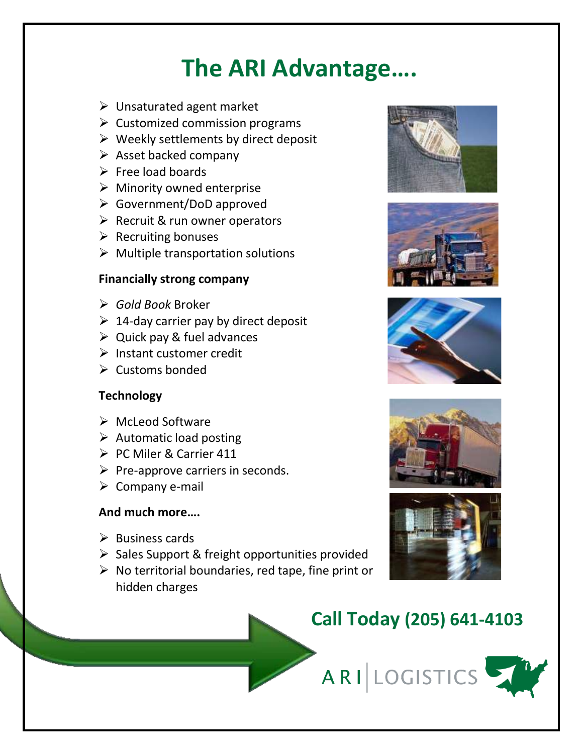# The ARI Advantage….

- Unsaturated agent market
- Customized commission programs
- Weekly settlements by direct deposit
- Asset backed company
- Free load boards
- Minority owned enterprise
- Government/DoD approved
- Recruit & run owner operators
- Recruiting bonuses
- Multiple transportation solutions

**Financially strong company**

- *Gold Book* Broker
- 14-day carrier pay by direct deposit
- Quick pay & fuel advances
- Instant customer credit
- Customs bonded

**Technology**

- McLeod Software
- Automatic load posting
- PC Miler & Carrier 411
- Pre-approve carriers in seconds.
- Company e-mail

**And much more….**

- Business cards
- Sales Support & freight opportunities provided
- No territorial boundaries, red tape, fine print or hidden charges

## Call Today (205) 641-4103

ARI | LOGISTICS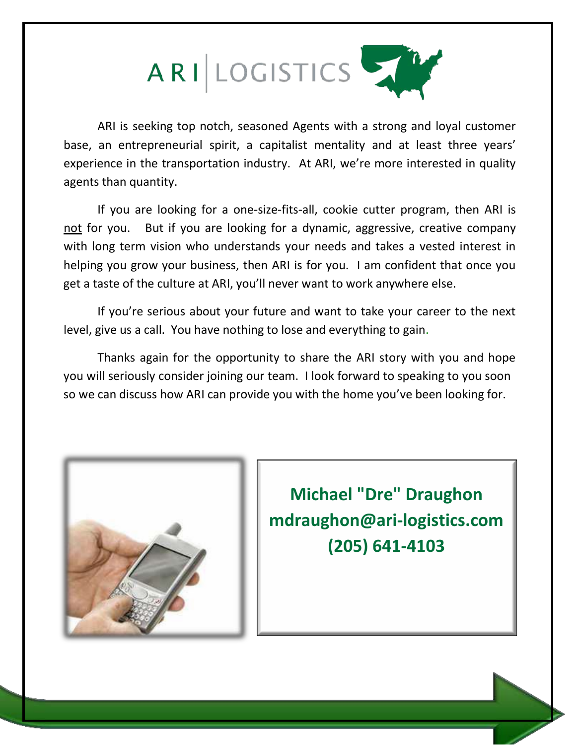ARI | LOGISTICS

ARI is seeking top notch, seasoned Agents with a strong and loyal customer base, an entrepreneurial spirit, a capitalist mentality and at least three years' experience in the transportation industry. At ARI, we're more interested in quality agents than quantity.

If you are looking for a one-size-fits-all, cookie cutter program, then ARI is not for you. But if you are looking for a dynamic, aggressive, creative company with long term vision who understands your needs and takes a vested interest in helping you grow your business, then ARI is for you. I am confident that once you get a taste of the culture at ARI, you'll never want to work anywhere else.

If you're serious about your future and want to take your career to the next level, give us a call. You have nothing to lose and everything to gain.

Thanks again for the opportunity to share the ARI story with you and hope you will seriously consider joining our team. I look forward to speaking to you soon so we can discuss how ARI can provide you with the home you've been looking for.

**Michael "Dre" Draughon**
**mdraughon@ari-logistics.com**
**(205) 641-4103**